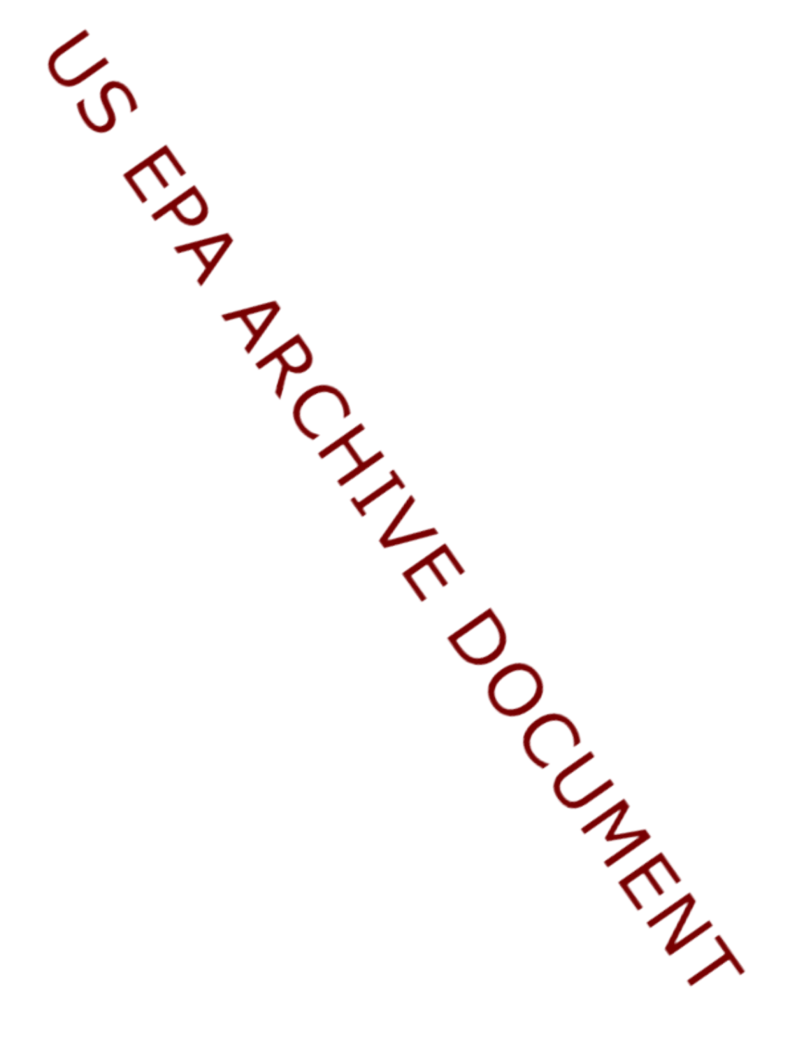US EPA ARCHIVE DOCUMENT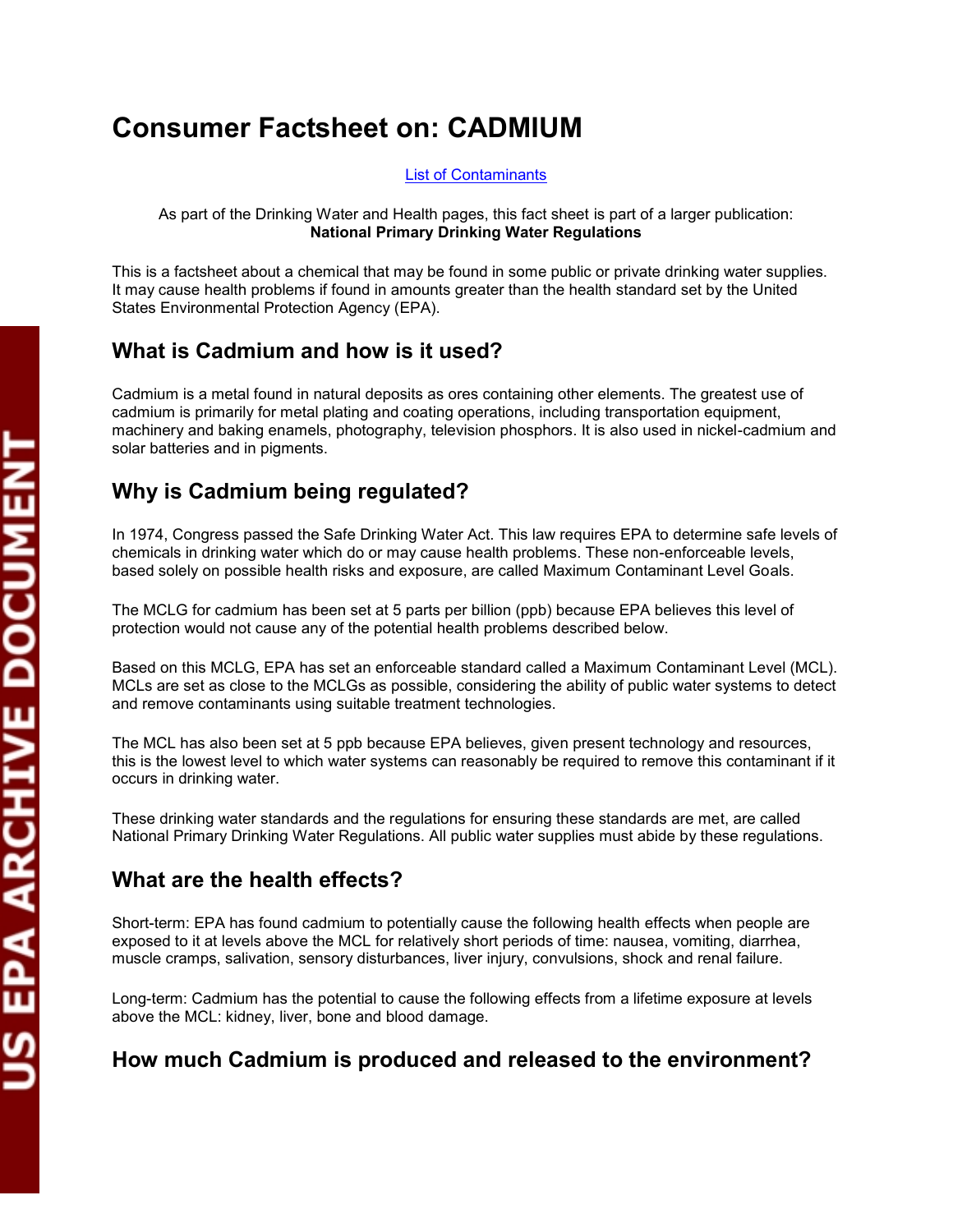# Consumer Factsheet on: CADMIUM

[List of Contaminants]

As part of the Drinking Water and Health pages, this fact sheet is part of a larger publication:
**National Primary Drinking Water Regulations**

This is a factsheet about a chemical that may be found in some public or private drinking water supplies. It may cause health problems if found in amounts greater than the health standard set by the United States Environmental Protection Agency (EPA).

## What is Cadmium and how is it used?

Cadmium is a metal found in natural deposits as ores containing other elements. The greatest use of cadmium is primarily for metal plating and coating operations, including transportation equipment, machinery and baking enamels, photography, television phosphors. It is also used in nickel-cadmium and solar batteries and in pigments.

## Why is Cadmium being regulated?

In 1974, Congress passed the Safe Drinking Water Act. This law requires EPA to determine safe levels of chemicals in drinking water which do or may cause health problems. These non-enforceable levels, based solely on possible health risks and exposure, are called Maximum Contaminant Level Goals.

The MCLG for cadmium has been set at 5 parts per billion (ppb) because EPA believes this level of protection would not cause any of the potential health problems described below.

Based on this MCLG, EPA has set an enforceable standard called a Maximum Contaminant Level (MCL). MCLs are set as close to the MCLGs as possible, considering the ability of public water systems to detect and remove contaminants using suitable treatment technologies.

The MCL has also been set at 5 ppb because EPA believes, given present technology and resources, this is the lowest level to which water systems can reasonably be required to remove this contaminant if it occurs in drinking water.

These drinking water standards and the regulations for ensuring these standards are met, are called National Primary Drinking Water Regulations. All public water supplies must abide by these regulations.

## What are the health effects?

Short-term: EPA has found cadmium to potentially cause the following health effects when people are exposed to it at levels above the MCL for relatively short periods of time: nausea, vomiting, diarrhea, muscle cramps, salivation, sensory disturbances, liver injury, convulsions, shock and renal failure.

Long-term: Cadmium has the potential to cause the following effects from a lifetime exposure at levels above the MCL: kidney, liver, bone and blood damage.

## How much Cadmium is produced and released to the environment?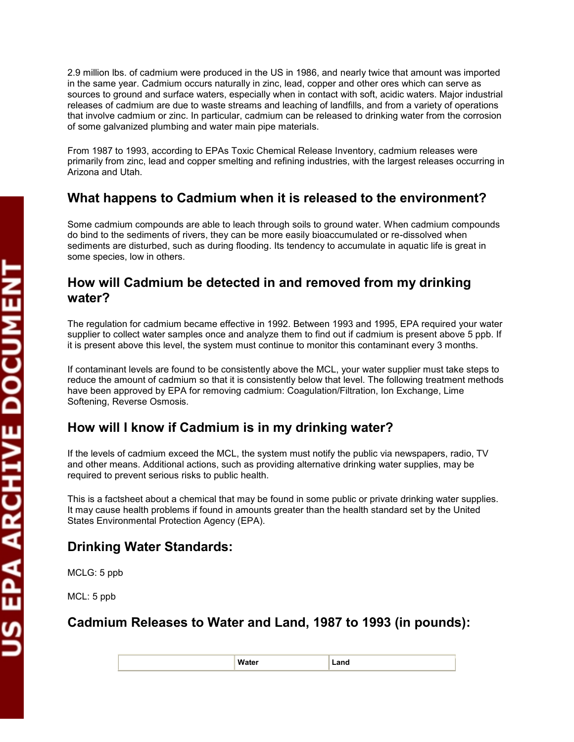2.9 million lbs. of cadmium were produced in the US in 1986, and nearly twice that amount was imported in the same year. Cadmium occurs naturally in zinc, lead, copper and other ores which can serve as sources to ground and surface waters, especially when in contact with soft, acidic waters. Major industrial releases of cadmium are due to waste streams and leaching of landfills, and from a variety of operations that involve cadmium or zinc. In particular, cadmium can be released to drinking water from the corrosion of some galvanized plumbing and water main pipe materials.

From 1987 to 1993, according to EPAs Toxic Chemical Release Inventory, cadmium releases were primarily from zinc, lead and copper smelting and refining industries, with the largest releases occurring in Arizona and Utah.

## What happens to Cadmium when it is released to the environment?

Some cadmium compounds are able to leach through soils to ground water. When cadmium compounds do bind to the sediments of rivers, they can be more easily bioaccumulated or re-dissolved when sediments are disturbed, such as during flooding. Its tendency to accumulate in aquatic life is great in some species, low in others.

## How will Cadmium be detected in and removed from my drinking water?

The regulation for cadmium became effective in 1992. Between 1993 and 1995, EPA required your water supplier to collect water samples once and analyze them to find out if cadmium is present above 5 ppb. If it is present above this level, the system must continue to monitor this contaminant every 3 months.

If contaminant levels are found to be consistently above the MCL, your water supplier must take steps to reduce the amount of cadmium so that it is consistently below that level. The following treatment methods have been approved by EPA for removing cadmium: Coagulation/Filtration, Ion Exchange, Lime Softening, Reverse Osmosis.

## How will I know if Cadmium is in my drinking water?

If the levels of cadmium exceed the MCL, the system must notify the public via newspapers, radio, TV and other means. Additional actions, such as providing alternative drinking water supplies, may be required to prevent serious risks to public health.

This is a factsheet about a chemical that may be found in some public or private drinking water supplies. It may cause health problems if found in amounts greater than the health standard set by the United States Environmental Protection Agency (EPA).

## Drinking Water Standards:

MCLG: 5 ppb

MCL: 5 ppb

## Cadmium Releases to Water and Land, 1987 to 1993 (in pounds):

| | Water | Land |
|---|---|---|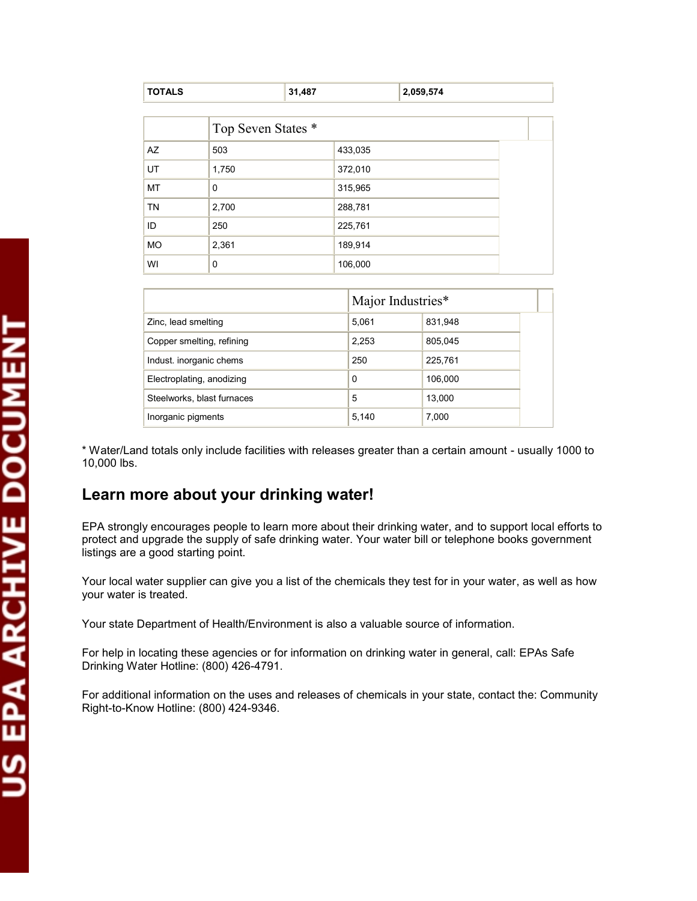| TOTALS | 31,487 | 2,059,574 |
| --- | --- | --- |

| | Top Seven States * | | |
| --- | --- | --- | --- |
| AZ | 503 | 433,035 | |
| UT | 1,750 | 372,010 | |
| MT | 0 | 315,965 | |
| TN | 2,700 | 288,781 | |
| ID | 250 | 225,761 | |
| MO | 2,361 | 189,914 | |
| WI | 0 | 106,000 | |

| | Major Industries* | | |
| --- | --- | --- | --- |
| Zinc, lead smelting | 5,061 | 831,948 | |
| Copper smelting, refining | 2,253 | 805,045 | |
| Indust. inorganic chems | 250 | 225,761 | |
| Electroplating, anodizing | 0 | 106,000 | |
| Steelworks, blast furnaces | 5 | 13,000 | |
| Inorganic pigments | 5,140 | 7,000 | |

* Water/Land totals only include facilities with releases greater than a certain amount - usually 1000 to 10,000 lbs.

## Learn more about your drinking water!

EPA strongly encourages people to learn more about their drinking water, and to support local efforts to protect and upgrade the supply of safe drinking water. Your water bill or telephone books government listings are a good starting point.

Your local water supplier can give you a list of the chemicals they test for in your water, as well as how your water is treated.

Your state Department of Health/Environment is also a valuable source of information.

For help in locating these agencies or for information on drinking water in general, call: EPAs Safe Drinking Water Hotline: (800) 426-4791.

For additional information on the uses and releases of chemicals in your state, contact the: Community Right-to-Know Hotline: (800) 424-9346.